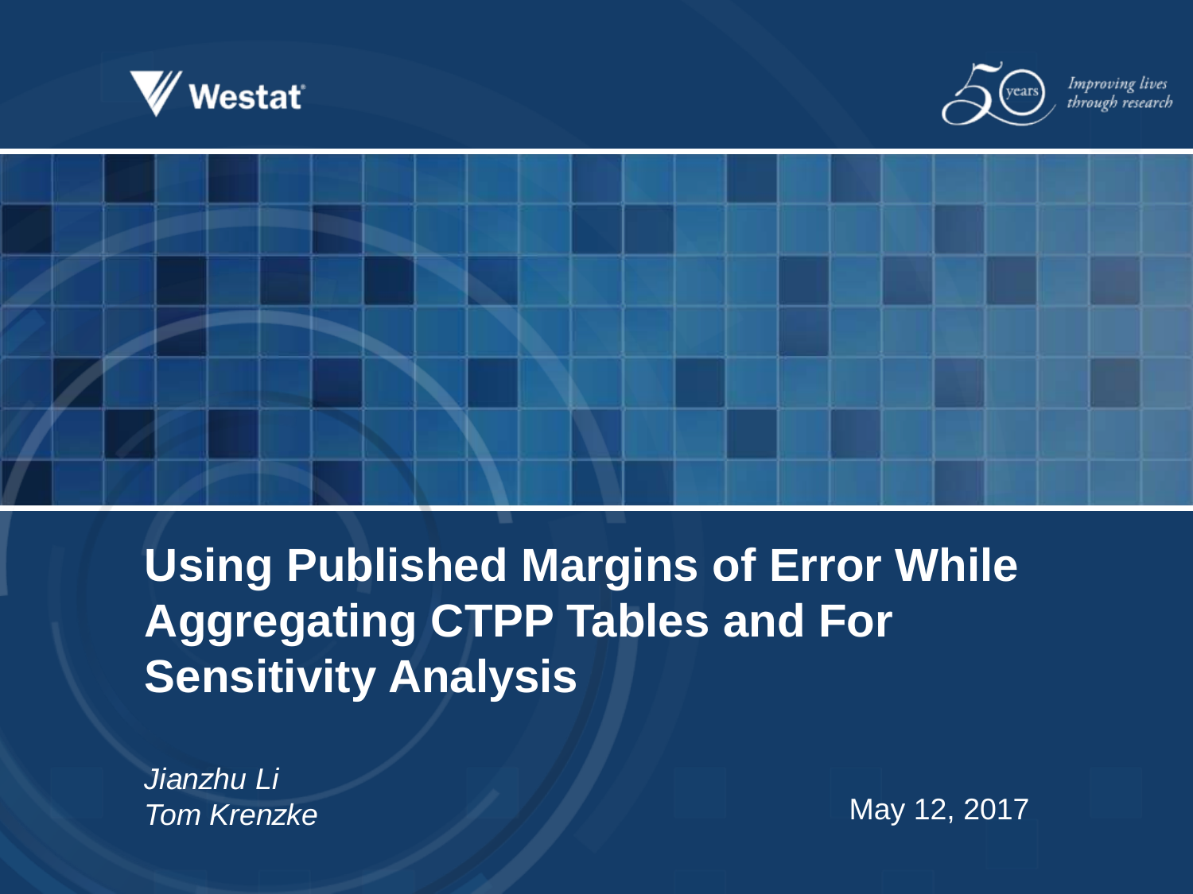Westat

Improving lives through research

# Using Published Margins of Error While Aggregating CTPP Tables and For Sensitivity Analysis

*Jianzhu Li*
*Tom Krenzke*

May 12, 2017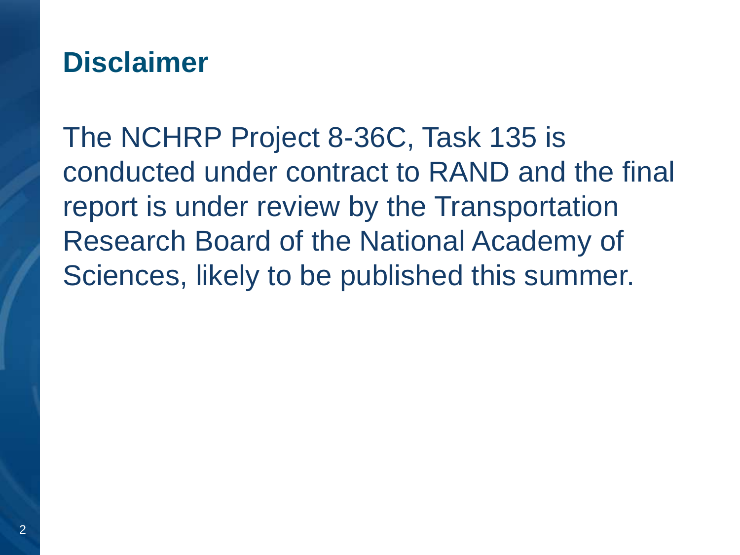# Disclaimer

The NCHRP Project 8-36C, Task 135 is conducted under contract to RAND and the final report is under review by the Transportation Research Board of the National Academy of Sciences, likely to be published this summer.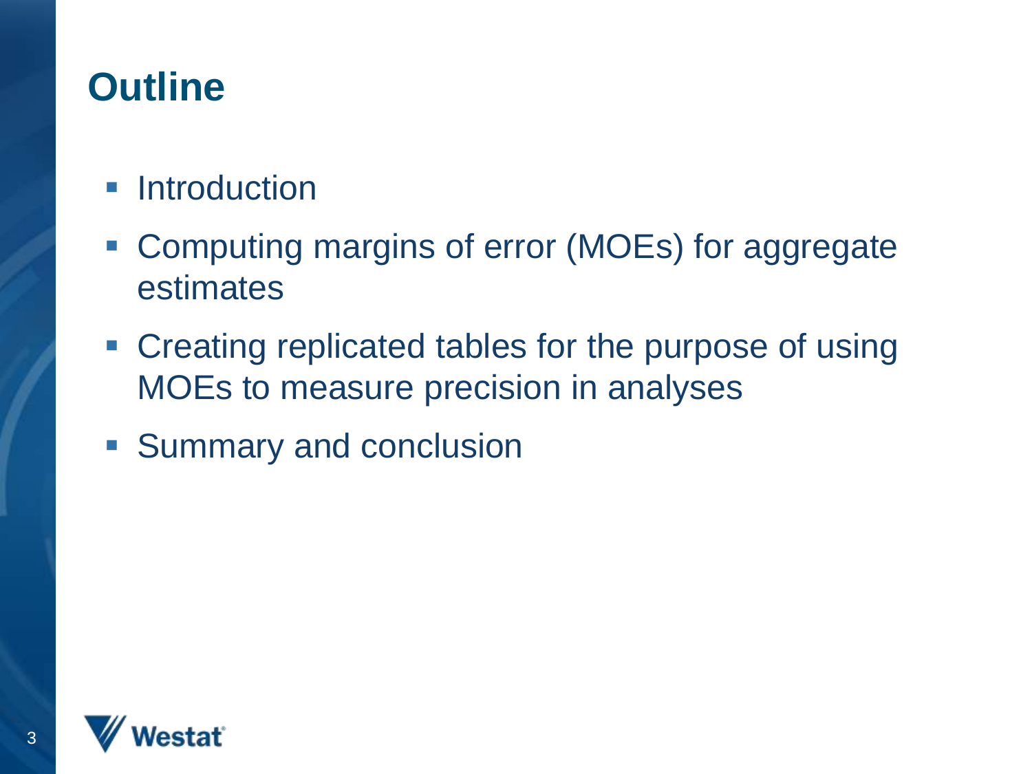# Outline

- Introduction
- Computing margins of error (MOEs) for aggregate estimates
- Creating replicated tables for the purpose of using MOEs to measure precision in analyses
- Summary and conclusion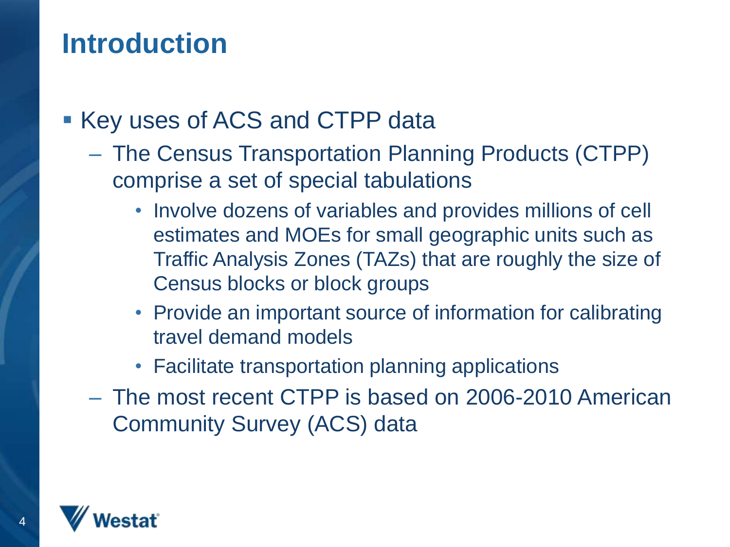# Introduction

- Key uses of ACS and CTPP data
  - The Census Transportation Planning Products (CTPP) comprise a set of special tabulations
    - Involve dozens of variables and provides millions of cell estimates and MOEs for small geographic units such as Traffic Analysis Zones (TAZs) that are roughly the size of Census blocks or block groups
    - Provide an important source of information for calibrating travel demand models
    - Facilitate transportation planning applications
  - The most recent CTPP is based on 2006-2010 American Community Survey (ACS) data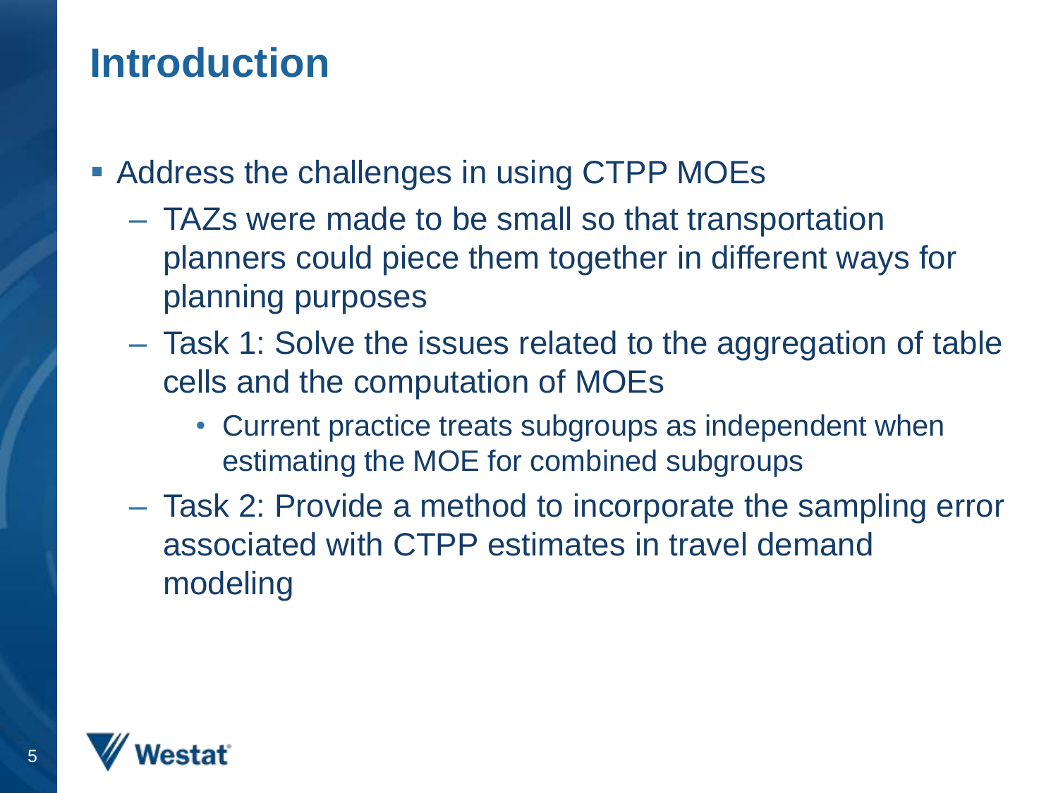# Introduction

- Address the challenges in using CTPP MOEs
  - TAZs were made to be small so that transportation planners could piece them together in different ways for planning purposes
  - Task 1: Solve the issues related to the aggregation of table cells and the computation of MOEs
    - Current practice treats subgroups as independent when estimating the MOE for combined subgroups
  - Task 2: Provide a method to incorporate the sampling error associated with CTPP estimates in travel demand modeling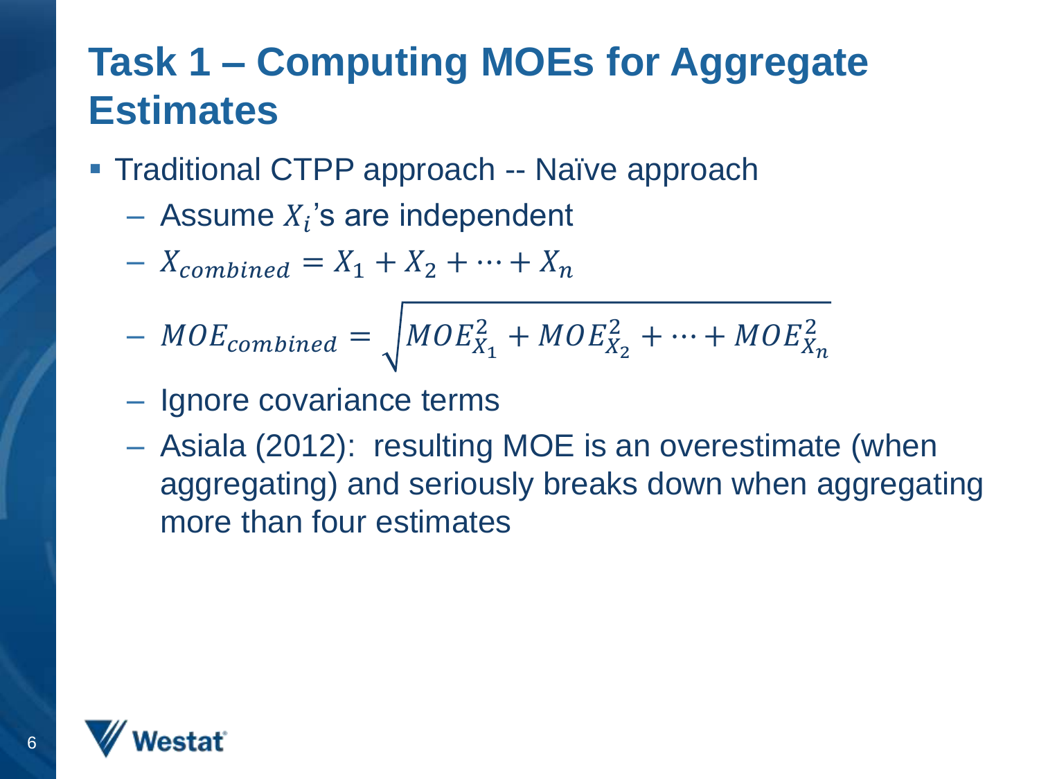# Task 1 – Computing MOEs for Aggregate Estimates

- Traditional CTPP approach -- Naïve approach
  - Assume $X_i$'s are independent
  - $X_{combined} = X_1 + X_2 + \cdots + X_n$
  - $MOE_{combined} = \sqrt{MOE_{X_1}^2 + MOE_{X_2}^2 + \cdots + MOE_{X_n}^2}$
  - Ignore covariance terms
  - Asiala (2012): resulting MOE is an overestimate (when aggregating) and seriously breaks down when aggregating more than four estimates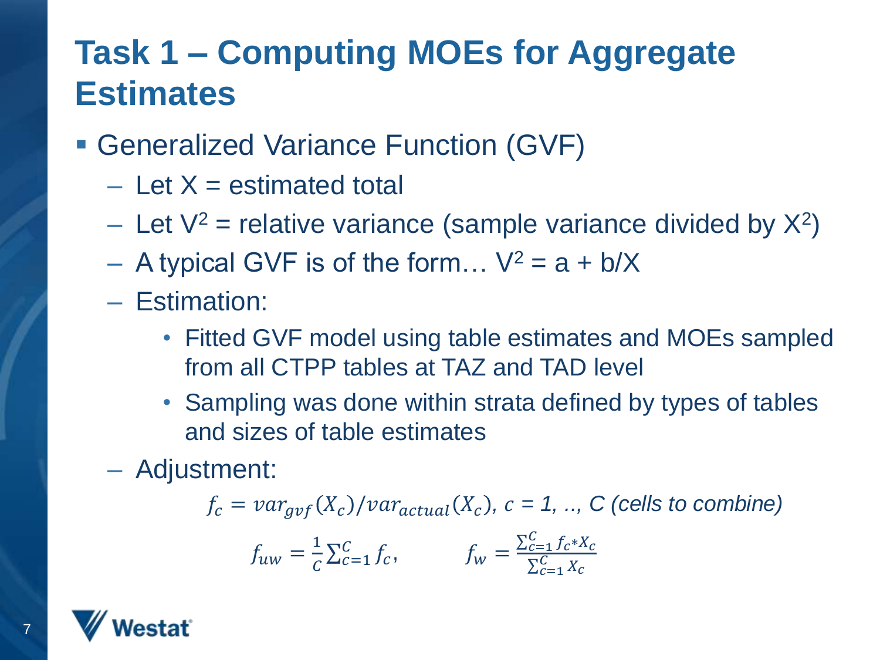# Task 1 – Computing MOEs for Aggregate Estimates

- Generalized Variance Function (GVF)
  - Let X = estimated total
  - Let $V^2$ = relative variance (sample variance divided by $X^2$)
  - A typical GVF is of the form… $V^2 = a + b/X$
  - Estimation:
    - Fitted GVF model using table estimates and MOEs sampled from all CTPP tables at TAZ and TAD level
    - Sampling was done within strata defined by types of tables and sizes of table estimates
  - Adjustment:

$$f_c = var_{gvf}(X_c)/var_{actual}(X_c),\ c = 1, .., C \text{ (cells to combine)}$$

$$f_{uw} = \frac{1}{C}\sum_{c=1}^{C} f_c, \qquad f_w = \frac{\sum_{c=1}^{C} f_c * X_c}{\sum_{c=1}^{C} X_c}$$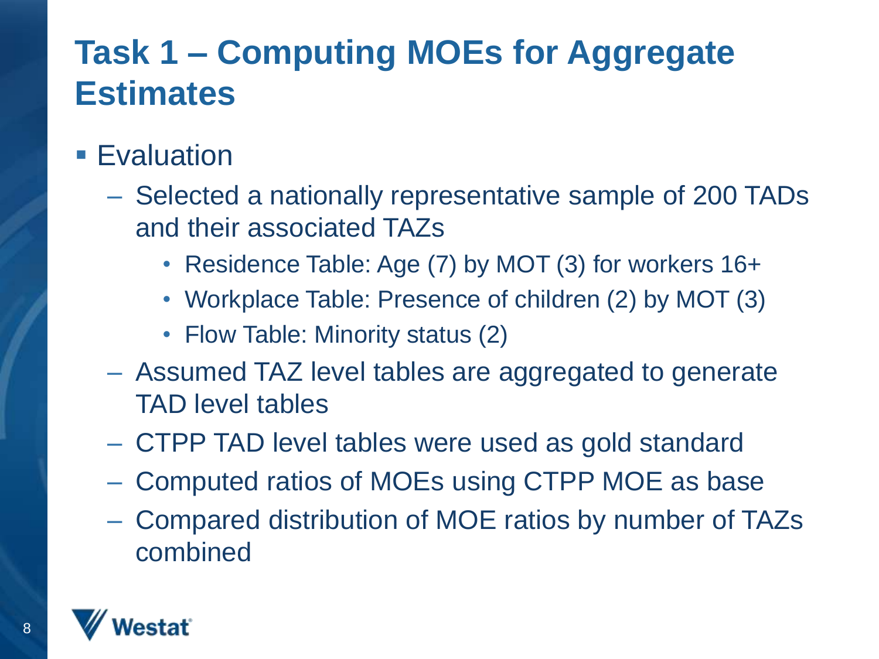# Task 1 – Computing MOEs for Aggregate Estimates

- Evaluation
  - Selected a nationally representative sample of 200 TADs and their associated TAZs
    - Residence Table: Age (7) by MOT (3) for workers 16+
    - Workplace Table: Presence of children (2) by MOT (3)
    - Flow Table: Minority status (2)
  - Assumed TAZ level tables are aggregated to generate TAD level tables
  - CTPP TAD level tables were used as gold standard
  - Computed ratios of MOEs using CTPP MOE as base
  - Compared distribution of MOE ratios by number of TAZs combined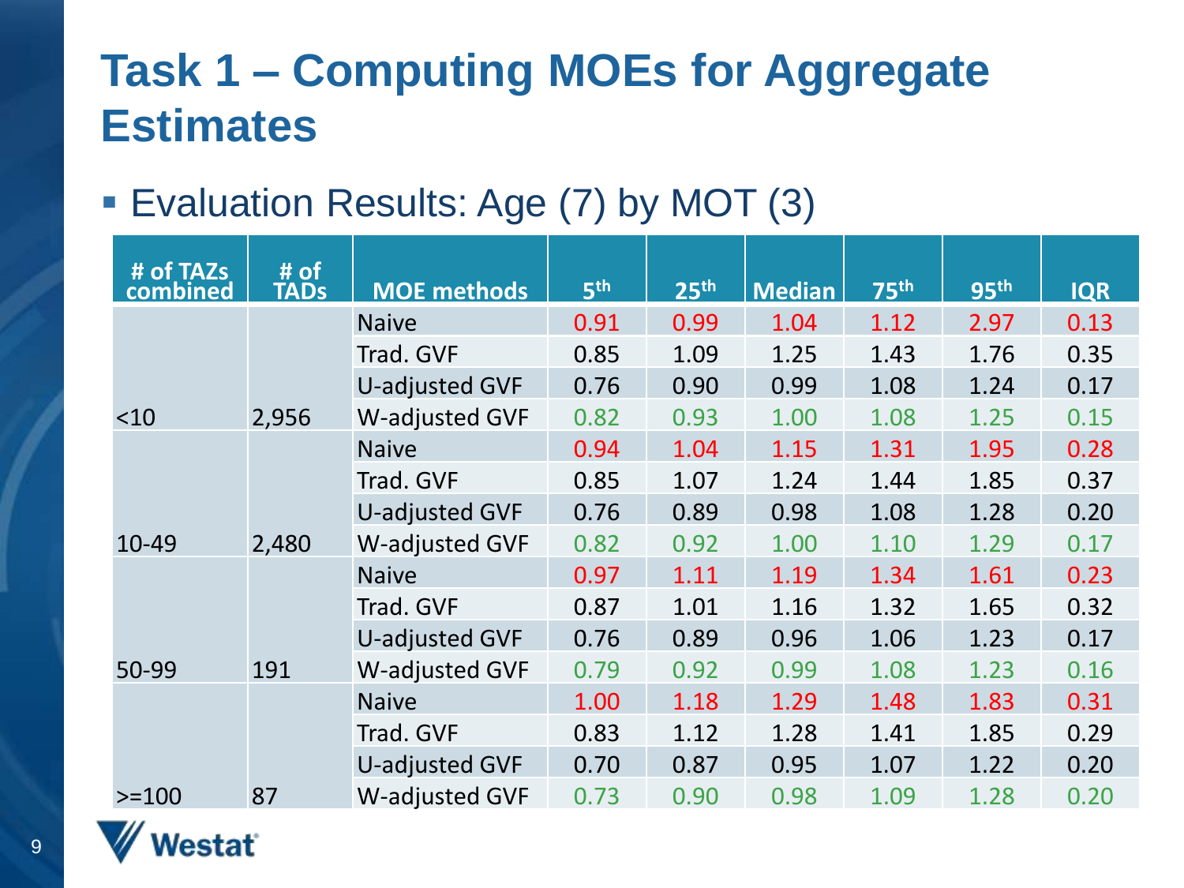# Task 1 – Computing MOEs for Aggregate Estimates

- Evaluation Results: Age (7) by MOT (3)

| # of TAZs combined | # of TADs | MOE methods | 5th | 25th | Median | 75th | 95th | IQR |
|---|---|---|---|---|---|---|---|---|
| <10 | 2,956 | Naive | 0.91 | 0.99 | 1.04 | 1.12 | 2.97 | 0.13 |
| | | Trad. GVF | 0.85 | 1.09 | 1.25 | 1.43 | 1.76 | 0.35 |
| | | U-adjusted GVF | 0.76 | 0.90 | 0.99 | 1.08 | 1.24 | 0.17 |
| | | W-adjusted GVF | 0.82 | 0.93 | 1.00 | 1.08 | 1.25 | 0.15 |
| 10-49 | 2,480 | Naive | 0.94 | 1.04 | 1.15 | 1.31 | 1.95 | 0.28 |
| | | Trad. GVF | 0.85 | 1.07 | 1.24 | 1.44 | 1.85 | 0.37 |
| | | U-adjusted GVF | 0.76 | 0.89 | 0.98 | 1.08 | 1.28 | 0.20 |
| | | W-adjusted GVF | 0.82 | 0.92 | 1.00 | 1.10 | 1.29 | 0.17 |
| 50-99 | 191 | Naive | 0.97 | 1.11 | 1.19 | 1.34 | 1.61 | 0.23 |
| | | Trad. GVF | 0.87 | 1.01 | 1.16 | 1.32 | 1.65 | 0.32 |
| | | U-adjusted GVF | 0.76 | 0.89 | 0.96 | 1.06 | 1.23 | 0.17 |
| | | W-adjusted GVF | 0.79 | 0.92 | 0.99 | 1.08 | 1.23 | 0.16 |
| >=100 | 87 | Naive | 1.00 | 1.18 | 1.29 | 1.48 | 1.83 | 0.31 |
| | | Trad. GVF | 0.83 | 1.12 | 1.28 | 1.41 | 1.85 | 0.29 |
| | | U-adjusted GVF | 0.70 | 0.87 | 0.95 | 1.07 | 1.22 | 0.20 |
| | | W-adjusted GVF | 0.73 | 0.90 | 0.98 | 1.09 | 1.28 | 0.20 |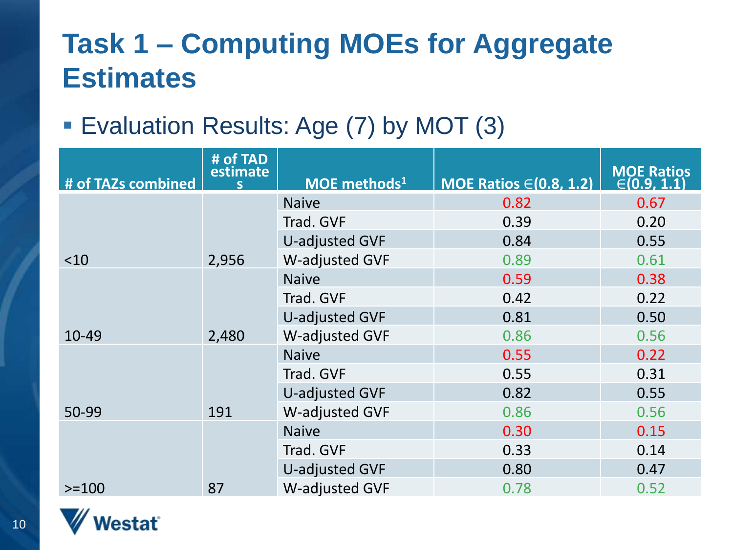# Task 1 – Computing MOEs for Aggregate Estimates

- Evaluation Results: Age (7) by MOT (3)

| # of TAZs combined | # of TAD estimates | MOE methods[1] | MOE Ratios $\in$(0.8, 1.2) | MOE Ratios $\in$(0.9, 1.1) |
|---|---|---|---|---|
| <10 | 2,956 | Naive | 0.82 | 0.67 |
| | | Trad. GVF | 0.39 | 0.20 |
| | | U-adjusted GVF | 0.84 | 0.55 |
| | | W-adjusted GVF | 0.89 | 0.61 |
| 10-49 | 2,480 | Naive | 0.59 | 0.38 |
| | | Trad. GVF | 0.42 | 0.22 |
| | | U-adjusted GVF | 0.81 | 0.50 |
| | | W-adjusted GVF | 0.86 | 0.56 |
| 50-99 | 191 | Naive | 0.55 | 0.22 |
| | | Trad. GVF | 0.55 | 0.31 |
| | | U-adjusted GVF | 0.82 | 0.55 |
| | | W-adjusted GVF | 0.86 | 0.56 |
| >=100 | 87 | Naive | 0.30 | 0.15 |
| | | Trad. GVF | 0.33 | 0.14 |
| | | U-adjusted GVF | 0.80 | 0.47 |
| | | W-adjusted GVF | 0.78 | 0.52 |

Westat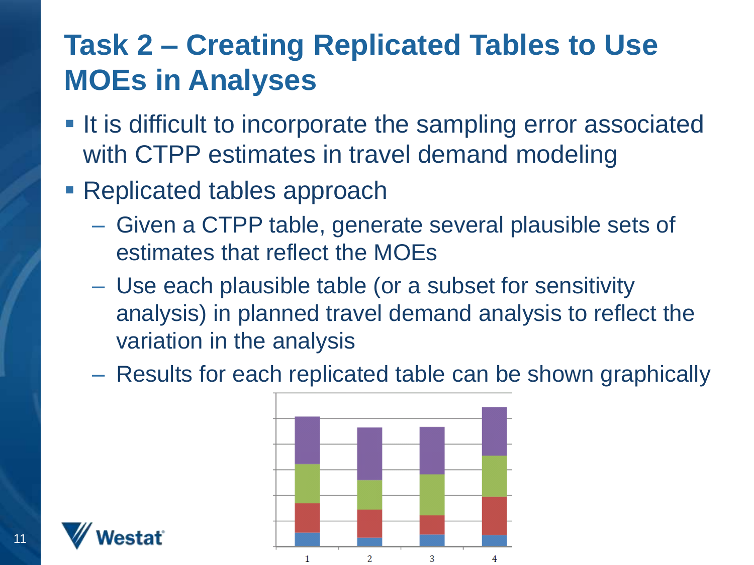# Task 2 – Creating Replicated Tables to Use MOEs in Analyses

- It is difficult to incorporate the sampling error associated with CTPP estimates in travel demand modeling
- Replicated tables approach
  - Given a CTPP table, generate several plausible sets of estimates that reflect the MOEs
  - Use each plausible table (or a subset for sensitivity analysis) in planned travel demand analysis to reflect the variation in the analysis
  - Results for each replicated table can be shown graphically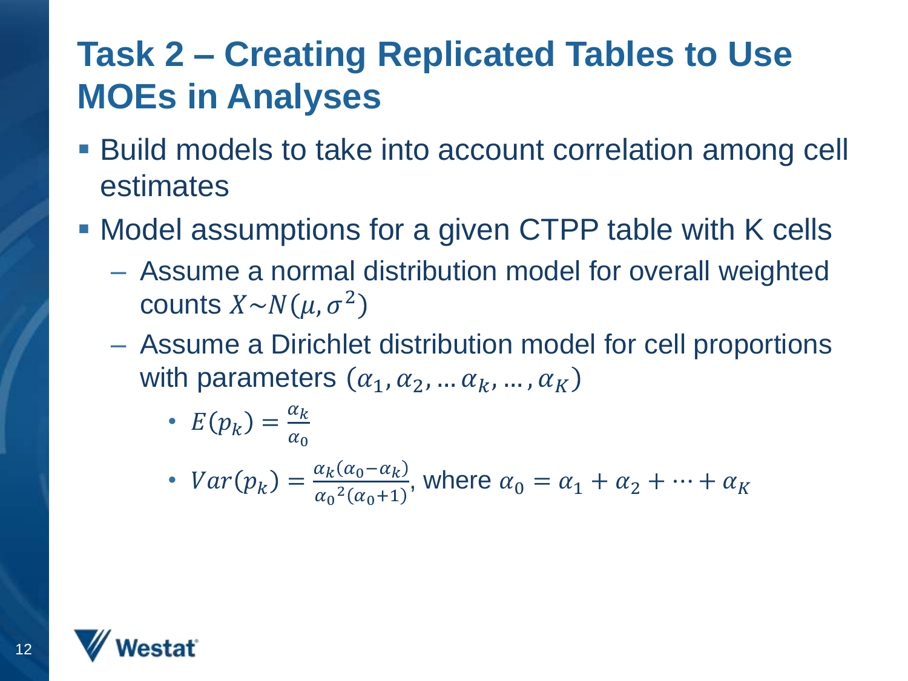# Task 2 – Creating Replicated Tables to Use MOEs in Analyses

- Build models to take into account correlation among cell estimates
- Model assumptions for a given CTPP table with K cells
  - Assume a normal distribution model for overall weighted counts $X \sim N(\mu, \sigma^2)$
  - Assume a Dirichlet distribution model for cell proportions with parameters $(\alpha_1, \alpha_2, \dots \alpha_k, \dots, \alpha_K)$
    - $E(p_k) = \frac{\alpha_k}{\alpha_0}$
    - $Var(p_k) = \frac{\alpha_k(\alpha_0 - \alpha_k)}{{\alpha_0}^2(\alpha_0 + 1)}$, where $\alpha_0 = \alpha_1 + \alpha_2 + \cdots + \alpha_K$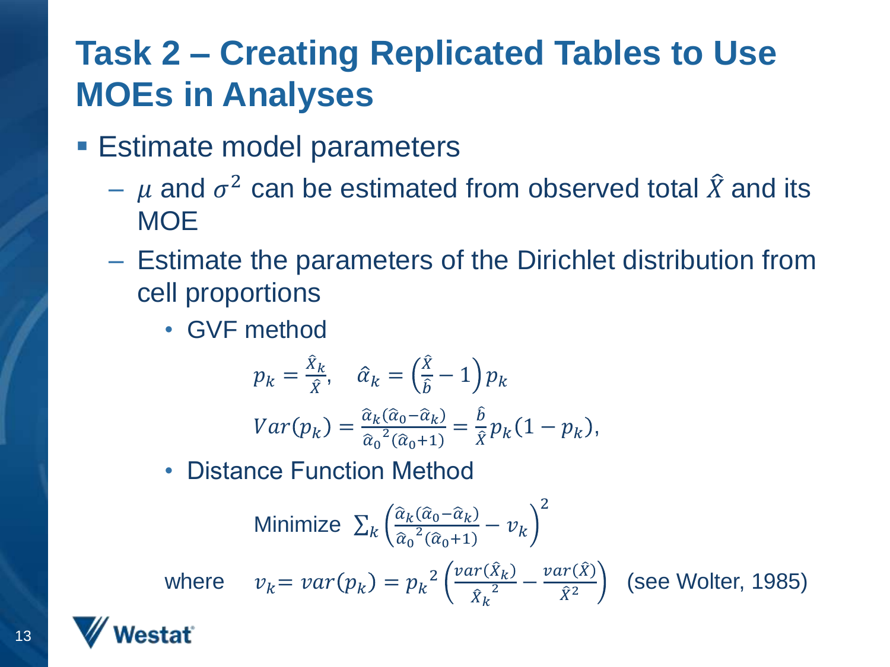# Task 2 – Creating Replicated Tables to Use MOEs in Analyses

- Estimate model parameters
  - $\mu$ and $\sigma^2$ can be estimated from observed total $\hat{X}$ and its MOE
  - Estimate the parameters of the Dirichlet distribution from cell proportions
    - GVF method

$$p_k = \frac{\hat{X}_k}{\hat{X}}, \quad \hat{\alpha}_k = \left(\frac{\hat{X}}{\hat{b}} - 1\right) p_k$$

$$Var(p_k) = \frac{\hat{\alpha}_k(\hat{\alpha}_0 - \hat{\alpha}_k)}{\hat{\alpha}_0{}^2(\hat{\alpha}_0 + 1)} = \frac{\hat{b}}{\hat{X}} p_k(1 - p_k),$$

    - Distance Function Method

$$\text{Minimize } \sum_k \left(\frac{\hat{\alpha}_k(\hat{\alpha}_0 - \hat{\alpha}_k)}{\hat{\alpha}_0{}^2(\hat{\alpha}_0 + 1)} - v_k\right)^2$$

where $v_k = var(p_k) = p_k{}^2 \left(\frac{var(\hat{X}_k)}{\hat{X}_k{}^2} - \frac{var(\hat{X})}{\hat{X}^2}\right)$ (see Wolter, 1985)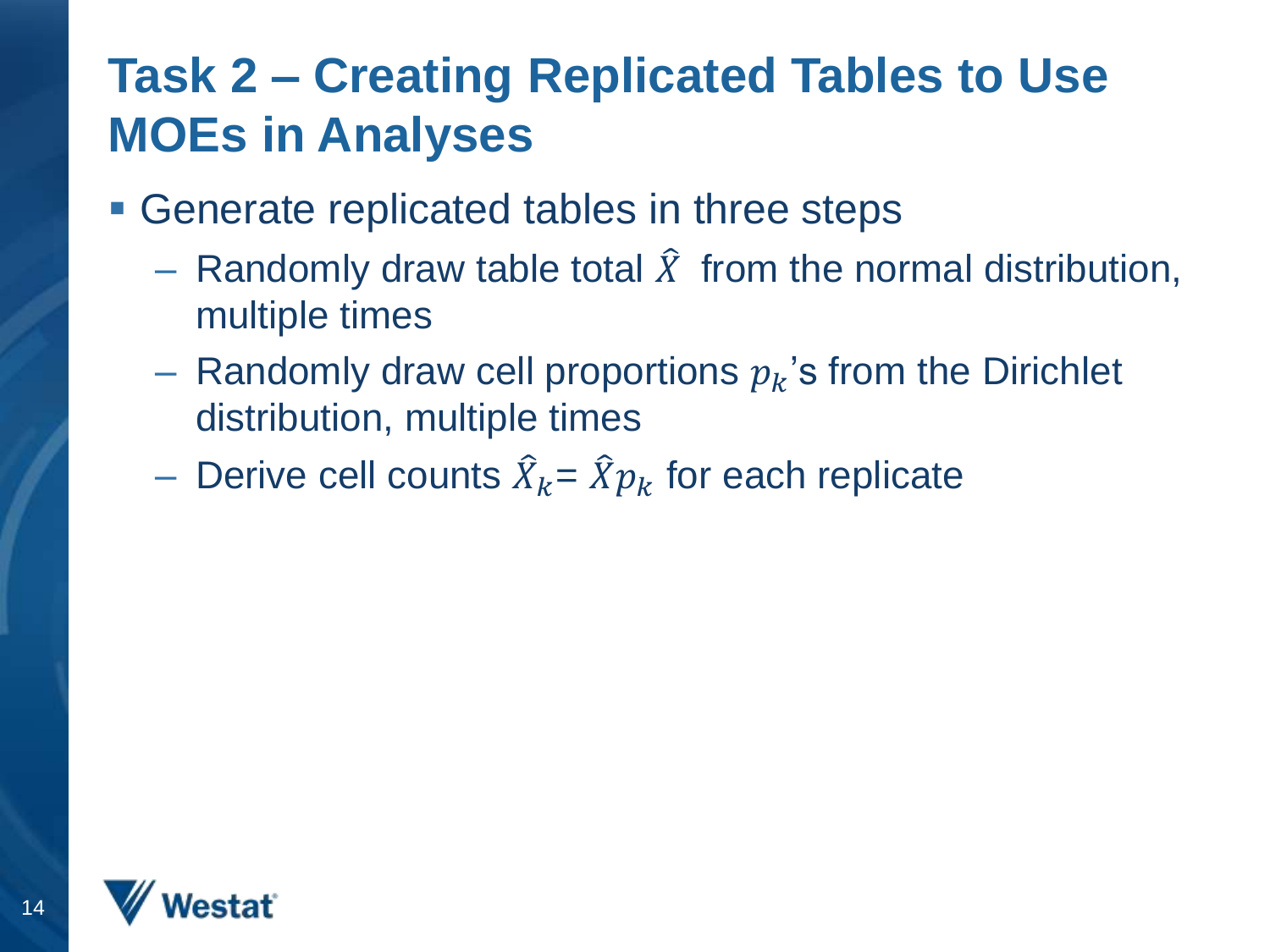# Task 2 – Creating Replicated Tables to Use MOEs in Analyses

- Generate replicated tables in three steps
  - Randomly draw table total $\hat{X}$ from the normal distribution, multiple times
  - Randomly draw cell proportions $p_k$'s from the Dirichlet distribution, multiple times
  - Derive cell counts $\hat{X}_k = \hat{X} p_k$ for each replicate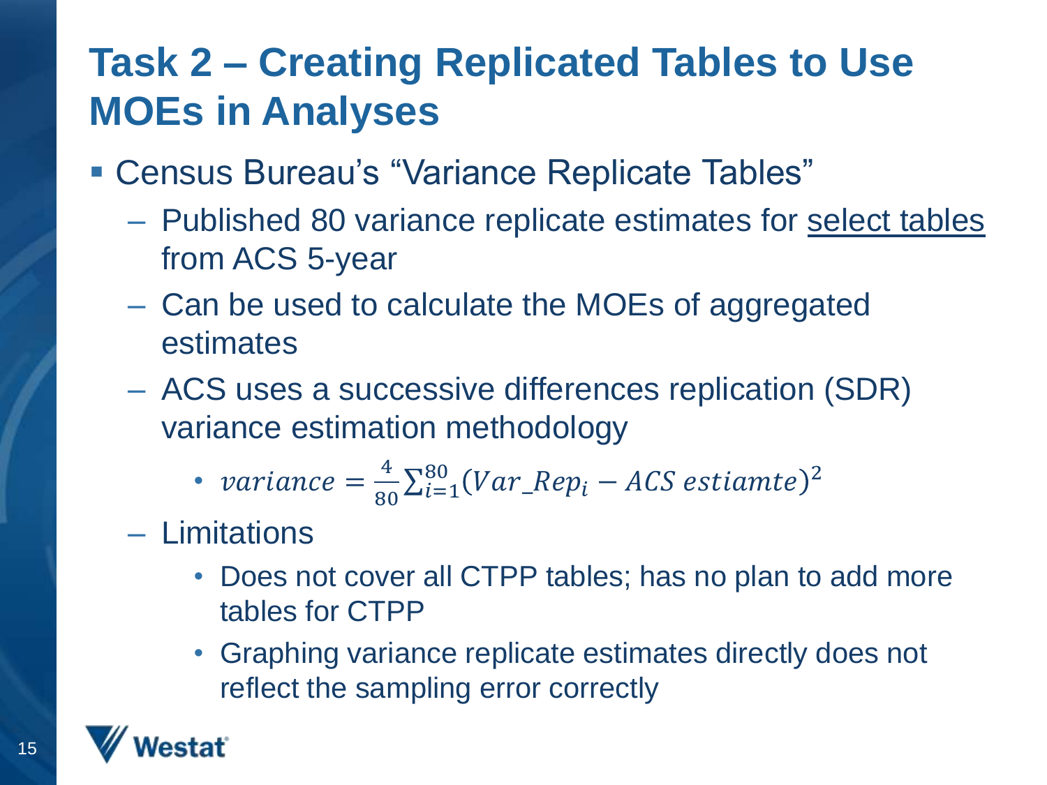# Task 2 – Creating Replicated Tables to Use MOEs in Analyses

- Census Bureau's "Variance Replicate Tables"
  - Published 80 variance replicate estimates for select tables from ACS 5-year
  - Can be used to calculate the MOEs of aggregated estimates
  - ACS uses a successive differences replication (SDR) variance estimation methodology
    - $variance = \frac{4}{80}\sum_{i=1}^{80}(Var\_Rep_i - ACS\ estiamte)^2$
  - Limitations
    - Does not cover all CTPP tables; has no plan to add more tables for CTPP
    - Graphing variance replicate estimates directly does not reflect the sampling error correctly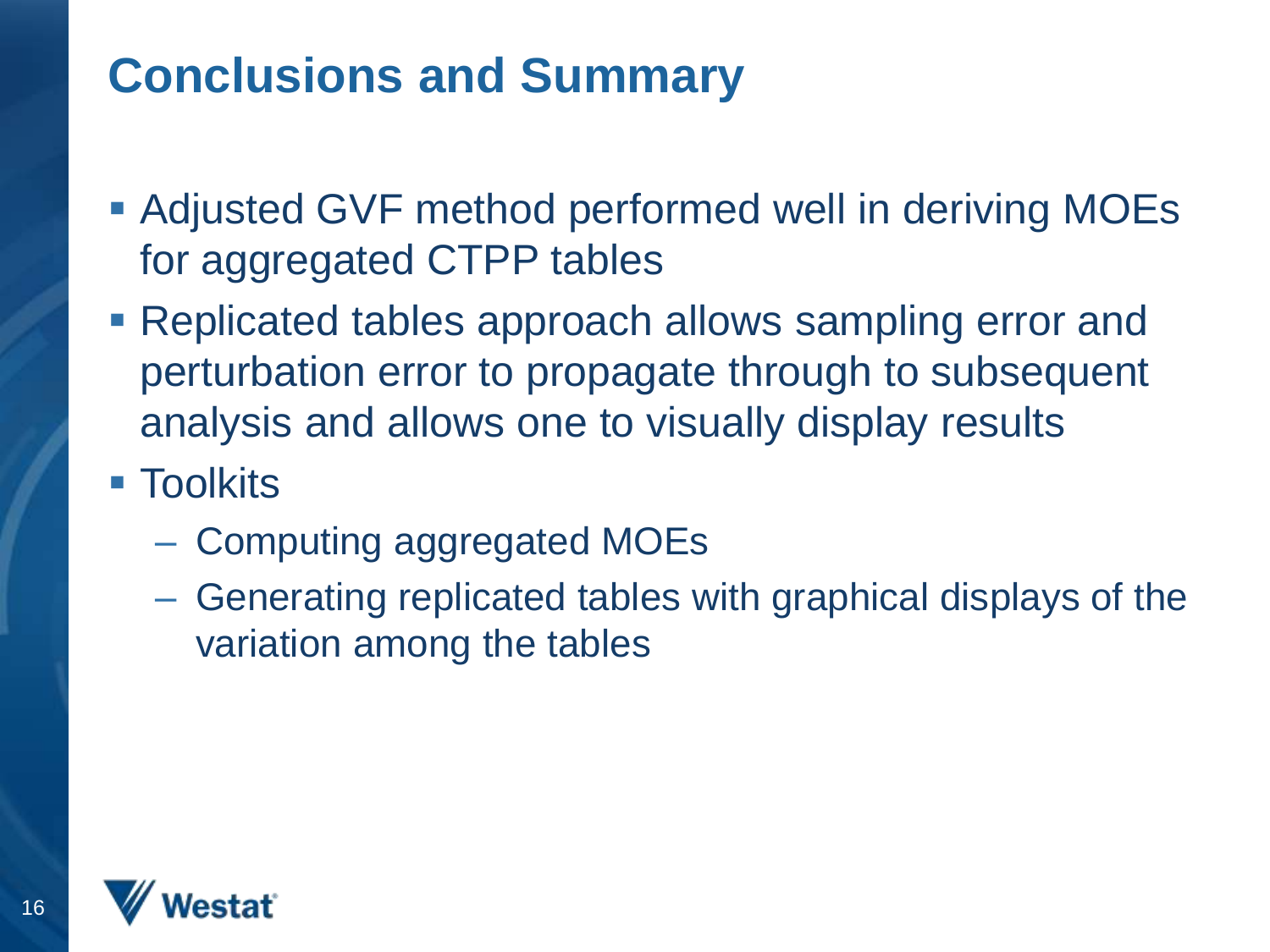# Conclusions and Summary

- Adjusted GVF method performed well in deriving MOEs for aggregated CTPP tables
- Replicated tables approach allows sampling error and perturbation error to propagate through to subsequent analysis and allows one to visually display results
- Toolkits
  - Computing aggregated MOEs
  - Generating replicated tables with graphical displays of the variation among the tables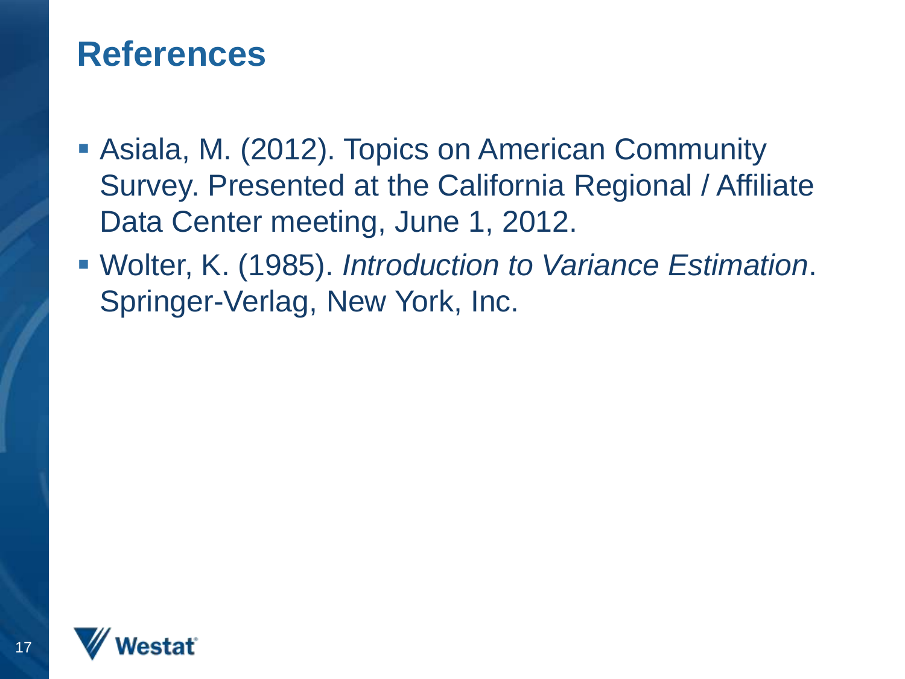# References

- Asiala, M. (2012). Topics on American Community Survey. Presented at the California Regional / Affiliate Data Center meeting, June 1, 2012.
- Wolter, K. (1985). *Introduction to Variance Estimation*. Springer-Verlag, New York, Inc.